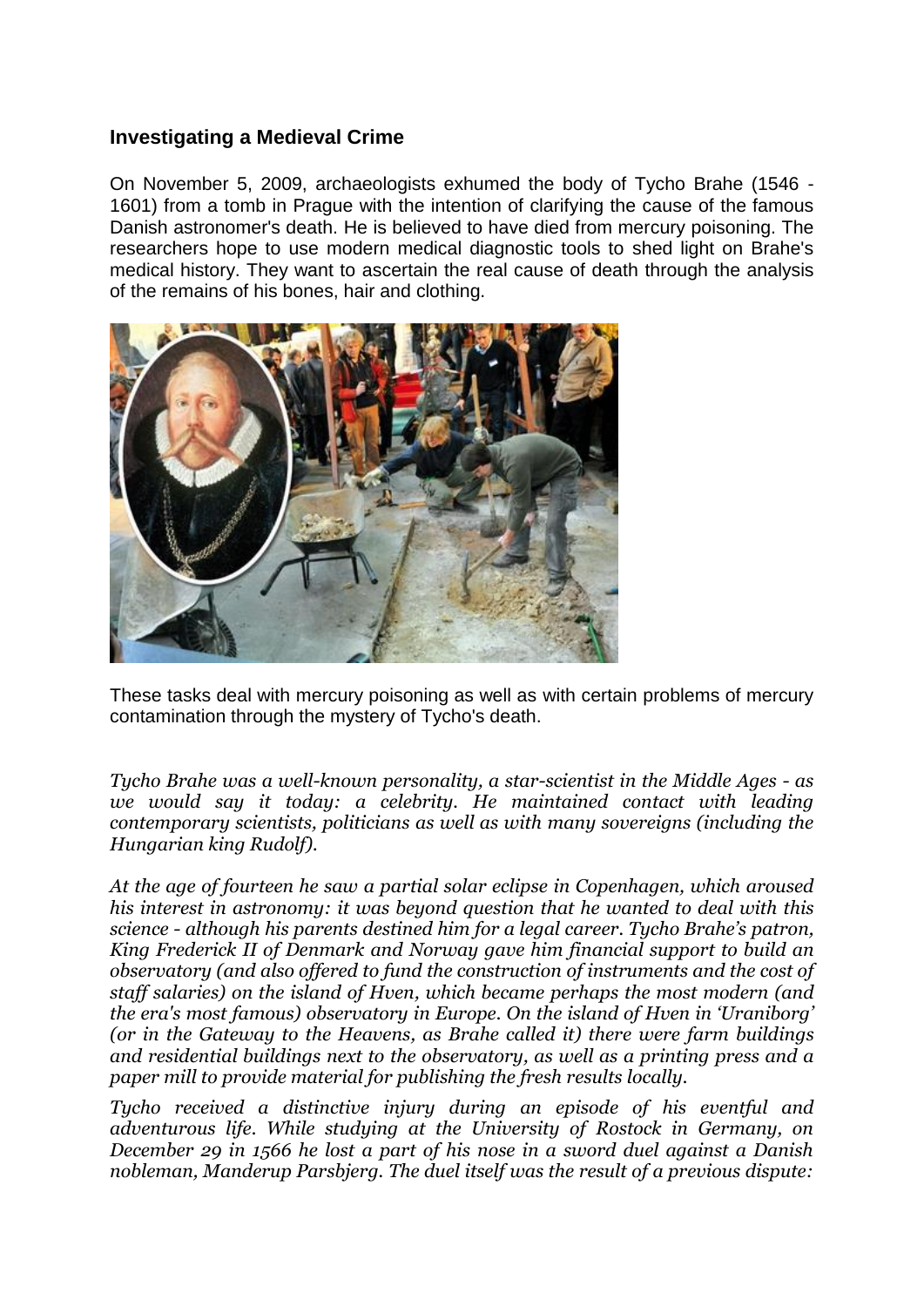## Investigating a Medieval Crime

On November 5, 2009, archaeologists exhumed the body of Tycho Brahe (1546 - 1601) from a tomb in Prague with the intention of clarifying the cause of the famous Danish astronomer's death. He is believed to have died from mercury poisoning. The researchers hope to use modern medical diagnostic tools to shed light on Brahe's medical history. They want to ascertain the real cause of death through the analysis of the remains of his bones, hair and clothing.

These tasks deal with mercury poisoning as well as with certain problems of mercury contamination through the mystery of Tycho's death.

*Tycho Brahe was a well-known personality, a star-scientist in the Middle Ages - as we would say it today: a celebrity. He maintained contact with leading contemporary scientists, politicians as well as with many sovereigns (including the Hungarian king Rudolf).*

*At the age of fourteen he saw a partial solar eclipse in Copenhagen, which aroused his interest in astronomy: it was beyond question that he wanted to deal with this science - although his parents destined him for a legal career. Tycho Brahe's patron, King Frederick II of Denmark and Norway gave him financial support to build an observatory (and also offered to fund the construction of instruments and the cost of staff salaries) on the island of Hven, which became perhaps the most modern (and the era's most famous) observatory in Europe. On the island of Hven in 'Uraniborg' (or in the Gateway to the Heavens, as Brahe called it) there were farm buildings and residential buildings next to the observatory, as well as a printing press and a paper mill to provide material for publishing the fresh results locally.*

*Tycho received a distinctive injury during an episode of his eventful and adventurous life. While studying at the University of Rostock in Germany, on December 29 in 1566 he lost a part of his nose in a sword duel against a Danish nobleman, Manderup Parsbjerg. The duel itself was the result of a previous dispute:*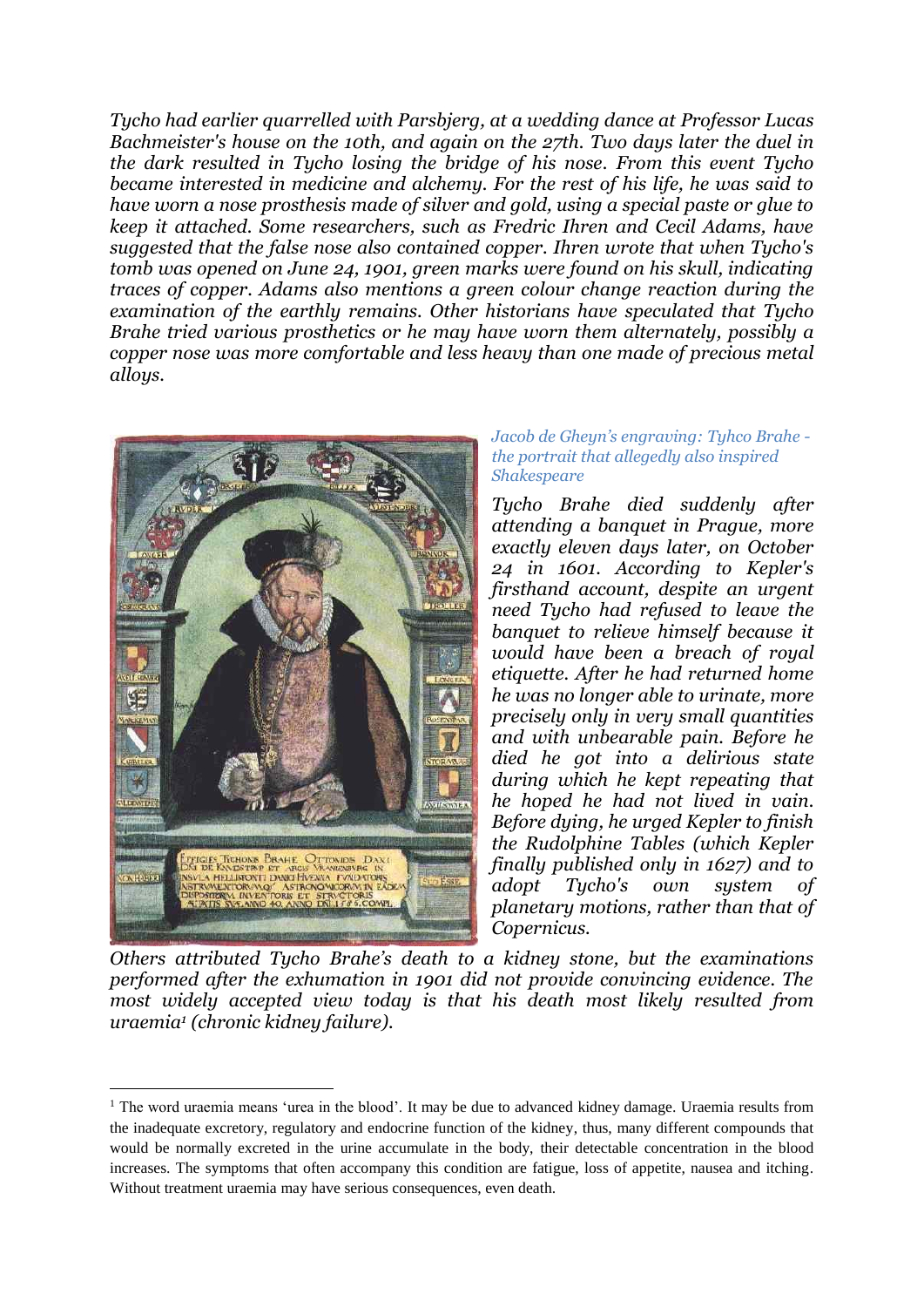*Tycho had earlier quarrelled with Parsbjerg, at a wedding dance at Professor Lucas Bachmeister's house on the 10th, and again on the 27th. Two days later the duel in the dark resulted in Tycho losing the bridge of his nose. From this event Tycho became interested in medicine and alchemy. For the rest of his life, he was said to have worn a nose prosthesis made of silver and gold, using a special paste or glue to keep it attached. Some researchers, such as Fredric Ihren and Cecil Adams, have suggested that the false nose also contained copper. Ihren wrote that when Tycho's tomb was opened on June 24, 1901, green marks were found on his skull, indicating traces of copper. Adams also mentions a green colour change reaction during the examination of the earthly remains. Other historians have speculated that Tycho Brahe tried various prosthetics or he may have worn them alternately, possibly a copper nose was more comfortable and less heavy than one made of precious metal alloys.*

*Jacob de Gheyn's engraving: Tyhco Brahe - the portrait that allegedly also inspired Shakespeare*

*Tycho Brahe died suddenly after attending a banquet in Prague, more exactly eleven days later, on October 24 in 1601. According to Kepler's firsthand account, despite an urgent need Tycho had refused to leave the banquet to relieve himself because it would have been a breach of royal etiquette. After he had returned home he was no longer able to urinate, more precisely only in very small quantities and with unbearable pain. Before he died he got into a delirious state during which he kept repeating that he hoped he had not lived in vain. Before dying, he urged Kepler to finish the Rudolphine Tables (which Kepler finally published only in 1627) and to adopt Tycho's own system of planetary motions, rather than that of Copernicus.*

*Others attributed Tycho Brahe's death to a kidney stone, but the examinations performed after the exhumation in 1901 did not provide convincing evidence. The most widely accepted view today is that his death most likely resulted from uraemia[1] (chronic kidney failure).*

---

[1] The word uraemia means 'urea in the blood'. It may be due to advanced kidney damage. Uraemia results from the inadequate excretory, regulatory and endocrine function of the kidney, thus, many different compounds that would be normally excreted in the urine accumulate in the body, their detectable concentration in the blood increases. The symptoms that often accompany this condition are fatigue, loss of appetite, nausea and itching. Without treatment uraemia may have serious consequences, even death.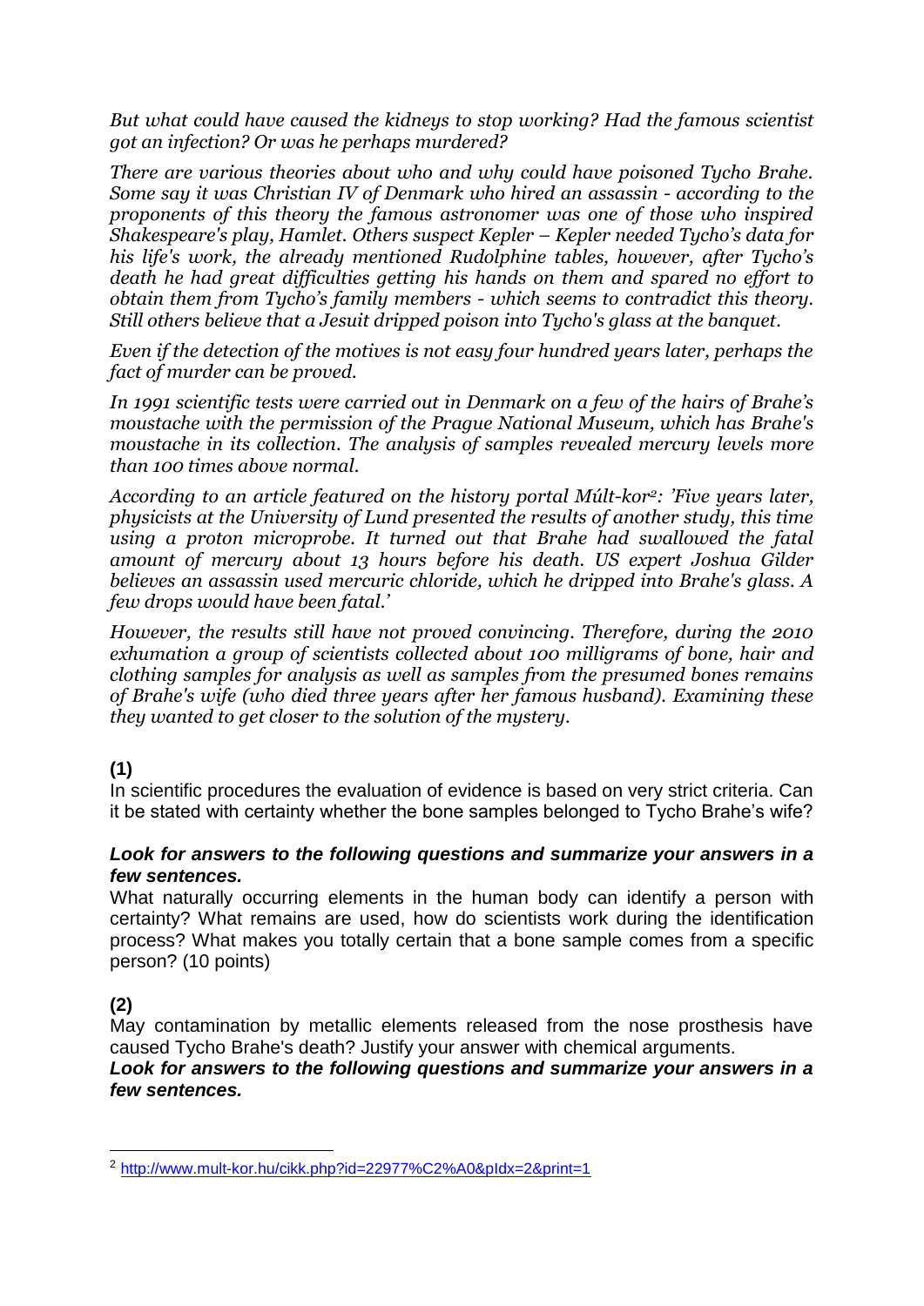*But what could have caused the kidneys to stop working? Had the famous scientist got an infection? Or was he perhaps murdered?*

*There are various theories about who and why could have poisoned Tycho Brahe. Some say it was Christian IV of Denmark who hired an assassin - according to the proponents of this theory the famous astronomer was one of those who inspired Shakespeare's play, Hamlet. Others suspect Kepler – Kepler needed Tycho's data for his life's work, the already mentioned Rudolphine tables, however, after Tycho's death he had great difficulties getting his hands on them and spared no effort to obtain them from Tycho's family members - which seems to contradict this theory. Still others believe that a Jesuit dripped poison into Tycho's glass at the banquet.*

*Even if the detection of the motives is not easy four hundred years later, perhaps the fact of murder can be proved.*

*In 1991 scientific tests were carried out in Denmark on a few of the hairs of Brahe's moustache with the permission of the Prague National Museum, which has Brahe's moustache in its collection. The analysis of samples revealed mercury levels more than 100 times above normal.*

*According to an article featured on the history portal Múlt-kor[2]: 'Five years later, physicists at the University of Lund presented the results of another study, this time using a proton microprobe. It turned out that Brahe had swallowed the fatal amount of mercury about 13 hours before his death. US expert Joshua Gilder believes an assassin used mercuric chloride, which he dripped into Brahe's glass. A few drops would have been fatal.'*

*However, the results still have not proved convincing. Therefore, during the 2010 exhumation a group of scientists collected about 100 milligrams of bone, hair and clothing samples for analysis as well as samples from the presumed bones remains of Brahe's wife (who died three years after her famous husband). Examining these they wanted to get closer to the solution of the mystery.*

**(1)**

In scientific procedures the evaluation of evidence is based on very strict criteria. Can it be stated with certainty whether the bone samples belonged to Tycho Brahe's wife?

***Look for answers to the following questions and summarize your answers in a few sentences.***

What naturally occurring elements in the human body can identify a person with certainty? What remains are used, how do scientists work during the identification process? What makes you totally certain that a bone sample comes from a specific person? (10 points)

**(2)**

May contamination by metallic elements released from the nose prosthesis have caused Tycho Brahe's death? Justify your answer with chemical arguments.

***Look for answers to the following questions and summarize your answers in a few sentences.***

---

[2] http://www.mult-kor.hu/cikk.php?id=22977%C2%A0&pIdx=2&print=1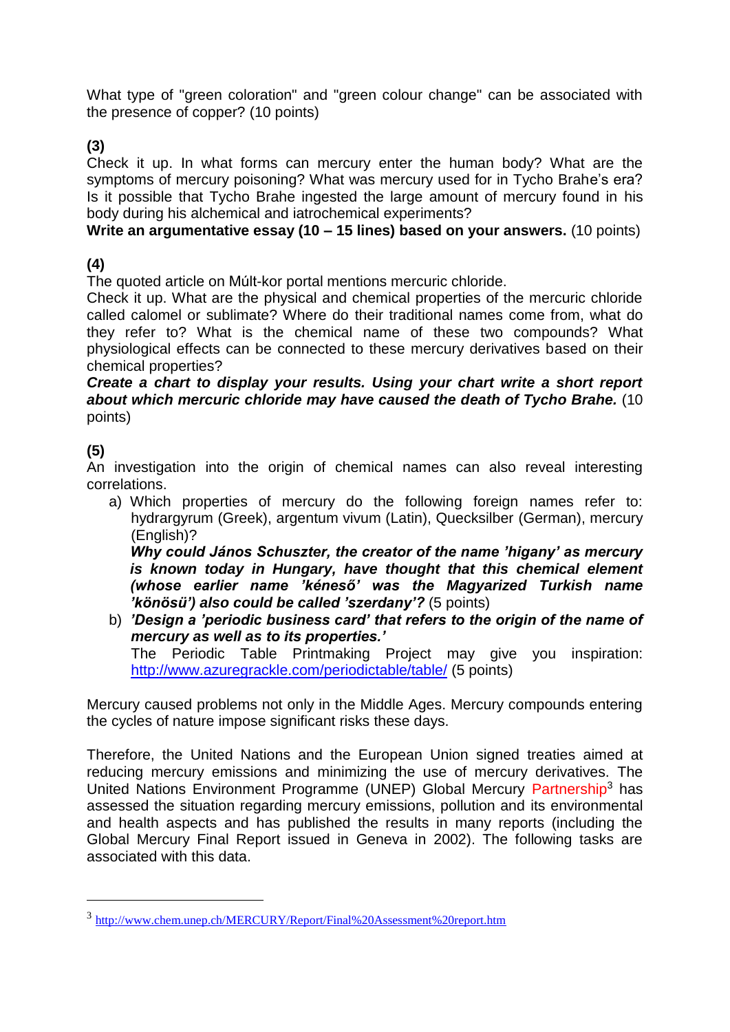What type of "green coloration" and "green colour change" can be associated with the presence of copper? (10 points)

**(3)**

Check it up. In what forms can mercury enter the human body? What are the symptoms of mercury poisoning? What was mercury used for in Tycho Brahe's era? Is it possible that Tycho Brahe ingested the large amount of mercury found in his body during his alchemical and iatrochemical experiments?

**Write an argumentative essay (10 – 15 lines) based on your answers.** (10 points)

**(4)**

The quoted article on Múlt-kor portal mentions mercuric chloride.

Check it up. What are the physical and chemical properties of the mercuric chloride called calomel or sublimate? Where do their traditional names come from, what do they refer to? What is the chemical name of these two compounds? What physiological effects can be connected to these mercury derivatives based on their chemical properties?

***Create a chart to display your results. Using your chart write a short report about which mercuric chloride may have caused the death of Tycho Brahe.*** (10 points)

**(5)**

An investigation into the origin of chemical names can also reveal interesting correlations.

a) Which properties of mercury do the following foreign names refer to: hydrargyrum (Greek), argentum vivum (Latin), Quecksilber (German), mercury (English)?

   ***Why could János Schuszter, the creator of the name 'higany' as mercury is known today in Hungary, have thought that this chemical element (whose earlier name 'kéneső' was the Magyarized Turkish name 'könösü') also could be called 'szerdany'?*** (5 points)

b) ***'Design a 'periodic business card' that refers to the origin of the name of mercury as well as to its properties.'***

   The Periodic Table Printmaking Project may give you inspiration: http://www.azuregrackle.com/periodictable/table/ (5 points)

Mercury caused problems not only in the Middle Ages. Mercury compounds entering the cycles of nature impose significant risks these days.

Therefore, the United Nations and the European Union signed treaties aimed at reducing mercury emissions and minimizing the use of mercury derivatives. The United Nations Environment Programme (UNEP) Global Mercury Partnership[3] has assessed the situation regarding mercury emissions, pollution and its environmental and health aspects and has published the results in many reports (including the Global Mercury Final Report issued in Geneva in 2002). The following tasks are associated with this data.

---

[3] http://www.chem.unep.ch/MERCURY/Report/Final%20Assessment%20report.htm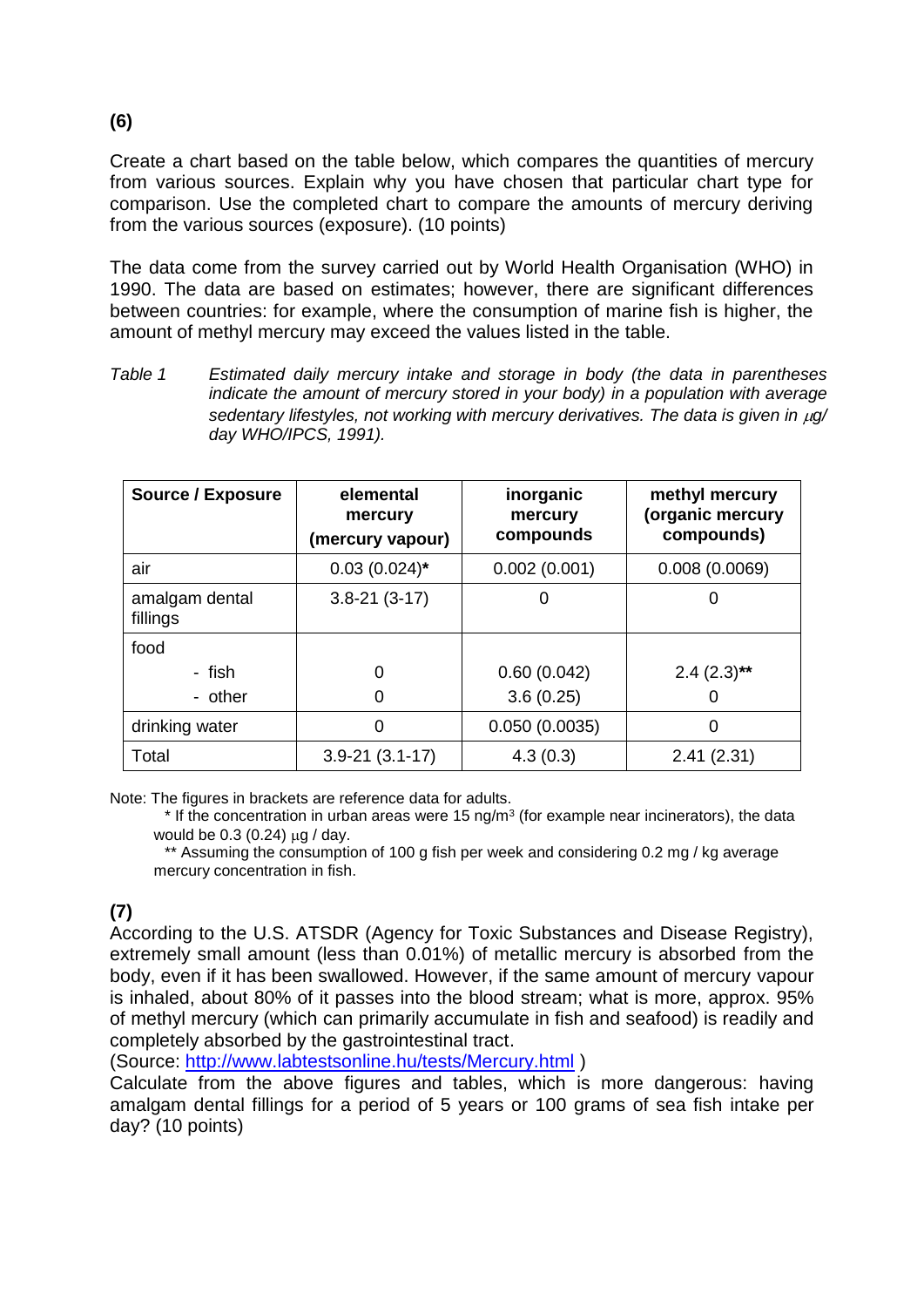**(6)**

Create a chart based on the table below, which compares the quantities of mercury from various sources. Explain why you have chosen that particular chart type for comparison. Use the completed chart to compare the amounts of mercury deriving from the various sources (exposure). (10 points)

The data come from the survey carried out by World Health Organisation (WHO) in 1990. The data are based on estimates; however, there are significant differences between countries: for example, where the consumption of marine fish is higher, the amount of methyl mercury may exceed the values listed in the table.

*Table 1 Estimated daily mercury intake and storage in body (the data in parentheses indicate the amount of mercury stored in your body) in a population with average sedentary lifestyles, not working with mercury derivatives. The data is given in μg/ day WHO/IPCS, 1991).*

| Source / Exposure | elemental mercury (mercury vapour) | inorganic mercury compounds | methyl mercury (organic mercury compounds) |
|---|---|---|---|
| air | 0.03 (0.024)* | 0.002 (0.001) | 0.008 (0.0069) |
| amalgam dental fillings | 3.8-21 (3-17) | 0 | 0 |
| food | | | |
| - fish | 0 | 0.60 (0.042) | 2.4 (2.3)** |
| - other | 0 | 3.6 (0.25) | 0 |
| drinking water | 0 | 0.050 (0.0035) | 0 |
| Total | 3.9-21 (3.1-17) | 4.3 (0.3) | 2.41 (2.31) |

Note: The figures in brackets are reference data for adults.

\* If the concentration in urban areas were 15 ng/m$^3$ (for example near incinerators), the data would be 0.3 (0.24) μg / day.

\*\* Assuming the consumption of 100 g fish per week and considering 0.2 mg / kg average mercury concentration in fish.

**(7)**

According to the U.S. ATSDR (Agency for Toxic Substances and Disease Registry), extremely small amount (less than 0.01%) of metallic mercury is absorbed from the body, even if it has been swallowed. However, if the same amount of mercury vapour is inhaled, about 80% of it passes into the blood stream; what is more, approx. 95% of methyl mercury (which can primarily accumulate in fish and seafood) is readily and completely absorbed by the gastrointestinal tract.

(Source: http://www.labtestsonline.hu/tests/Mercury.html )

Calculate from the above figures and tables, which is more dangerous: having amalgam dental fillings for a period of 5 years or 100 grams of sea fish intake per day? (10 points)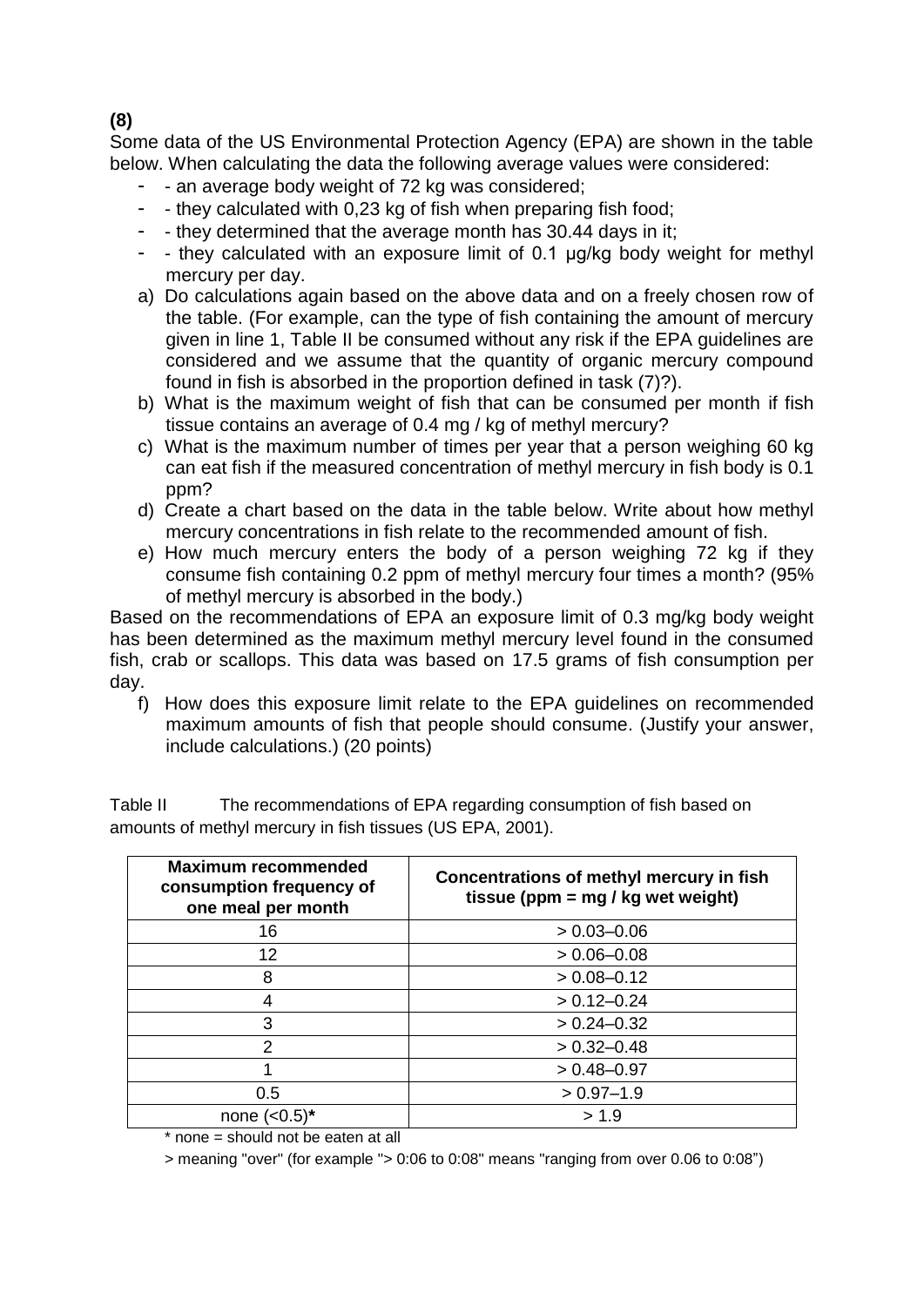**(8)**

Some data of the US Environmental Protection Agency (EPA) are shown in the table below. When calculating the data the following average values were considered:

- - an average body weight of 72 kg was considered;
- - they calculated with 0,23 kg of fish when preparing fish food;
- - they determined that the average month has 30.44 days in it;
- - they calculated with an exposure limit of 0.1 μg/kg body weight for methyl mercury per day.

a) Do calculations again based on the above data and on a freely chosen row of the table. (For example, can the type of fish containing the amount of mercury given in line 1, Table II be consumed without any risk if the EPA guidelines are considered and we assume that the quantity of organic mercury compound found in fish is absorbed in the proportion defined in task (7)?).

b) What is the maximum weight of fish that can be consumed per month if fish tissue contains an average of 0.4 mg / kg of methyl mercury?

c) What is the maximum number of times per year that a person weighing 60 kg can eat fish if the measured concentration of methyl mercury in fish body is 0.1 ppm?

d) Create a chart based on the data in the table below. Write about how methyl mercury concentrations in fish relate to the recommended amount of fish.

e) How much mercury enters the body of a person weighing 72 kg if they consume fish containing 0.2 ppm of methyl mercury four times a month? (95% of methyl mercury is absorbed in the body.)

Based on the recommendations of EPA an exposure limit of 0.3 mg/kg body weight has been determined as the maximum methyl mercury level found in the consumed fish, crab or scallops. This data was based on 17.5 grams of fish consumption per day.

f) How does this exposure limit relate to the EPA guidelines on recommended maximum amounts of fish that people should consume. (Justify your answer, include calculations.) (20 points)

Table II The recommendations of EPA regarding consumption of fish based on amounts of methyl mercury in fish tissues (US EPA, 2001).

| **Maximum recommended consumption frequency of one meal per month** | **Concentrations of methyl mercury in fish tissue (ppm = mg / kg wet weight)** |
|---|---|
| 16 | > 0.03–0.06 |
| 12 | > 0.06–0.08 |
| 8 | > 0.08–0.12 |
| 4 | > 0.12–0.24 |
| 3 | > 0.24–0.32 |
| 2 | > 0.32–0.48 |
| 1 | > 0.48–0.97 |
| 0.5 | > 0.97–1.9 |
| none (<0.5)* | > 1.9 |

\* none = should not be eaten at all

\> meaning "over" (for example "> 0:06 to 0:08" means "ranging from over 0.06 to 0:08")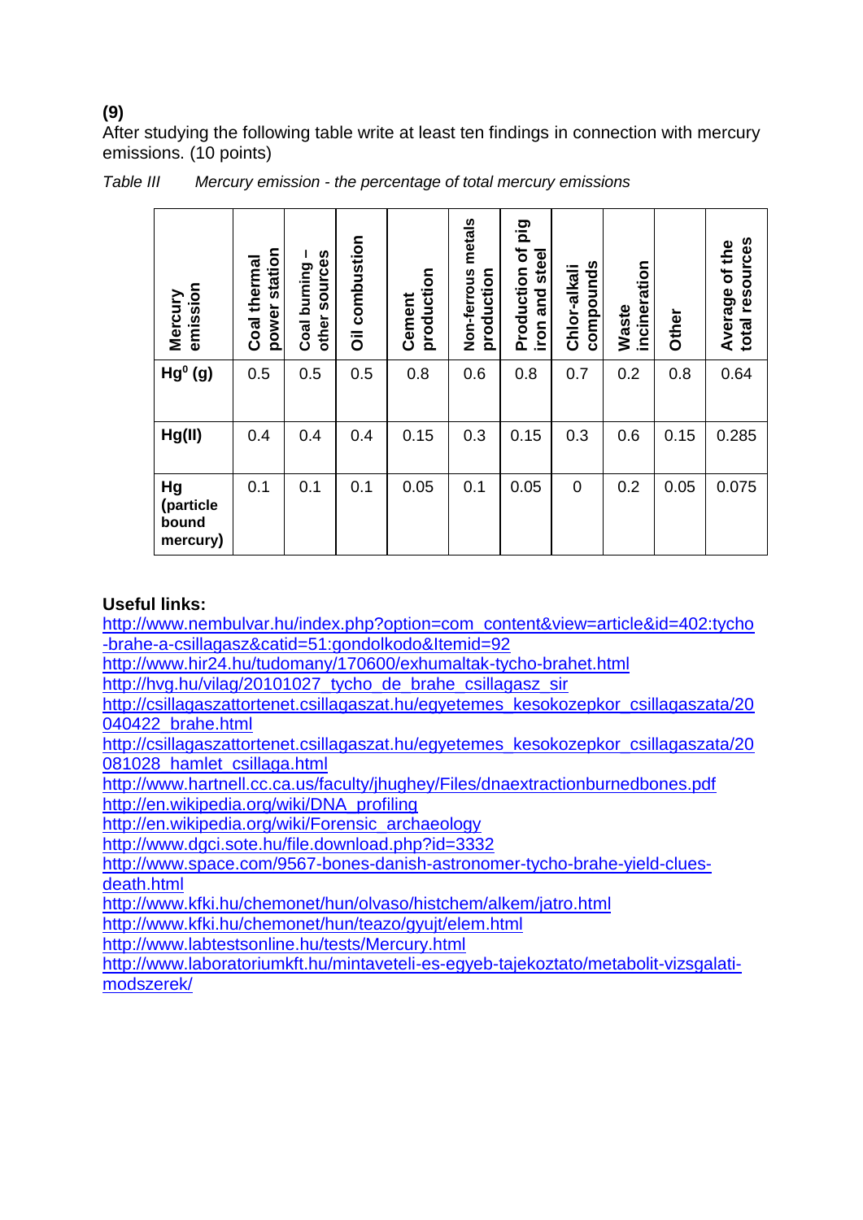**(9)**
After studying the following table write at least ten findings in connection with mercury emissions. (10 points)

*Table III Mercury emission - the percentage of total mercury emissions*

| Mercury emission | Coal thermal power station | Coal burning – other sources | Oil combustion | Cement production | Non-ferrous metals production | Production of pig iron and steel | Chlor-alkali compounds | Waste incineration | Other | Average of the total resources |
|---|---|---|---|---|---|---|---|---|---|---|
| $Hg^0$ (g) | 0.5 | 0.5 | 0.5 | 0.8 | 0.6 | 0.8 | 0.7 | 0.2 | 0.8 | 0.64 |
| Hg(II) | 0.4 | 0.4 | 0.4 | 0.15 | 0.3 | 0.15 | 0.3 | 0.6 | 0.15 | 0.285 |
| Hg (particle bound mercury) | 0.1 | 0.1 | 0.1 | 0.05 | 0.1 | 0.05 | 0 | 0.2 | 0.05 | 0.075 |

**Useful links:**

http://www.nembulvar.hu/index.php?option=com_content&view=article&id=402:tycho-brahe-a-csillagasz&catid=51:gondolkodo&Itemid=92
http://www.hir24.hu/tudomany/170600/exhumaltak-tycho-brahet.html
http://hvg.hu/vilag/20101027_tycho_de_brahe_csillagasz_sir
http://csillagaszattortenet.csillagaszat.hu/egyetemes_kesokozepkor_csillagaszata/20040422_brahe.html
http://csillagaszattortenet.csillagaszat.hu/egyetemes_kesokozepkor_csillagaszata/20081028_hamlet_csillaga.html
http://www.hartnell.cc.ca.us/faculty/jhughey/Files/dnaextractionburnedbones.pdf
http://en.wikipedia.org/wiki/DNA_profiling
http://en.wikipedia.org/wiki/Forensic_archaeology
http://www.dgci.sote.hu/file.download.php?id=3332
http://www.space.com/9567-bones-danish-astronomer-tycho-brahe-yield-clues-death.html
http://www.kfki.hu/chemonet/hun/olvaso/histchem/alkem/jatro.html
http://www.kfki.hu/chemonet/hun/teazo/gyujt/elem.html
http://www.labtestsonline.hu/tests/Mercury.html
http://www.laboratoriumkft.hu/mintaveteli-es-egyeb-tajekoztato/metabolit-vizsgalati-modszerek/